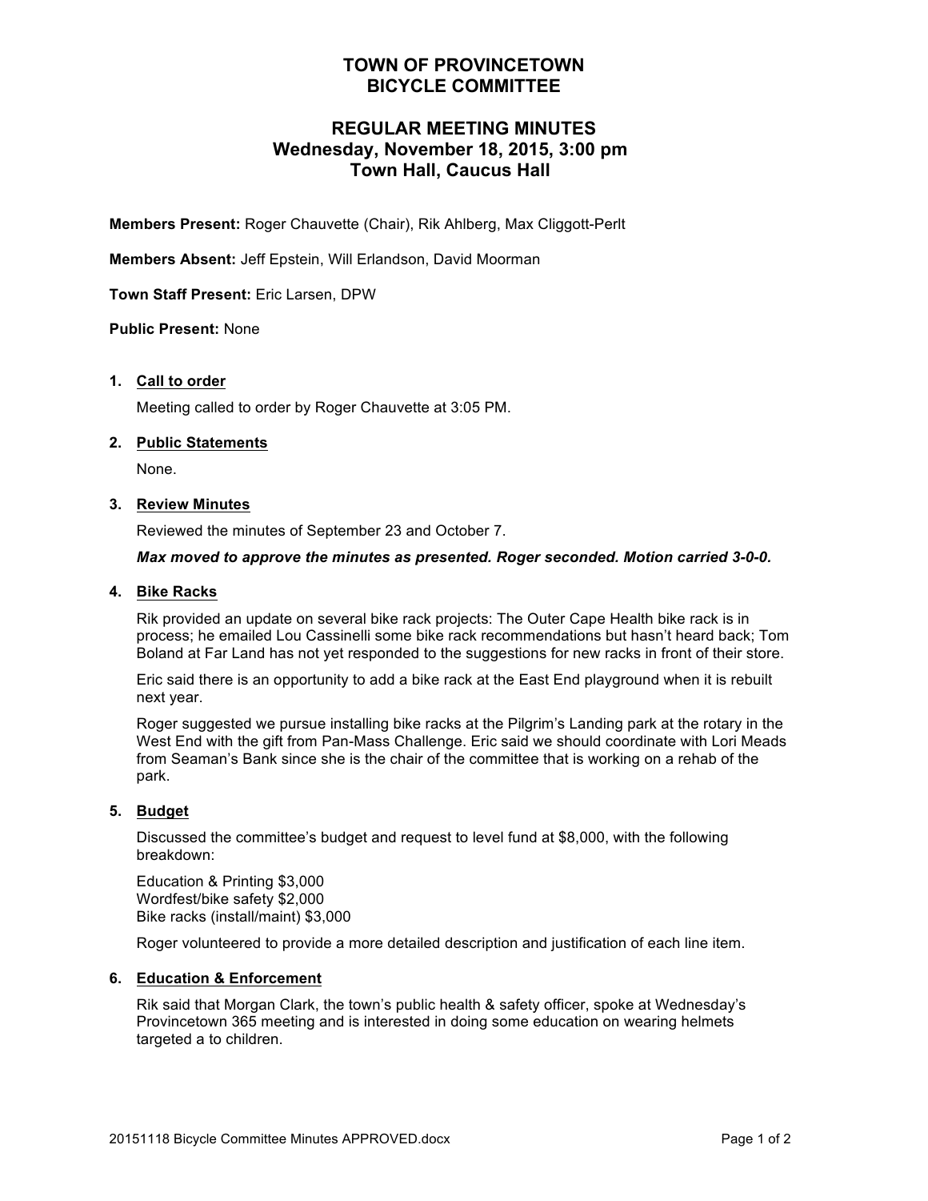# TOWN OF PROVINCETOWN
# BICYCLE COMMITTEE

## REGULAR MEETING MINUTES
## Wednesday, November 18, 2015, 3:00 pm
## Town Hall, Caucus Hall

**Members Present:** Roger Chauvette (Chair), Rik Ahlberg, Max Cliggott-Perlt

**Members Absent:** Jeff Epstein, Will Erlandson, David Moorman

**Town Staff Present:** Eric Larsen, DPW

**Public Present:** None

1. **Call to order**

   Meeting called to order by Roger Chauvette at 3:05 PM.

2. **Public Statements**

   None.

3. **Review Minutes**

   Reviewed the minutes of September 23 and October 7.

   ***Max moved to approve the minutes as presented. Roger seconded. Motion carried 3-0-0.***

4. **Bike Racks**

   Rik provided an update on several bike rack projects: The Outer Cape Health bike rack is in process; he emailed Lou Cassinelli some bike rack recommendations but hasn't heard back; Tom Boland at Far Land has not yet responded to the suggestions for new racks in front of their store.

   Eric said there is an opportunity to add a bike rack at the East End playground when it is rebuilt next year.

   Roger suggested we pursue installing bike racks at the Pilgrim's Landing park at the rotary in the West End with the gift from Pan-Mass Challenge. Eric said we should coordinate with Lori Meads from Seaman's Bank since she is the chair of the committee that is working on a rehab of the park.

5. **Budget**

   Discussed the committee's budget and request to level fund at $8,000, with the following breakdown:

   Education & Printing $3,000
   Wordfest/bike safety $2,000
   Bike racks (install/maint) $3,000

   Roger volunteered to provide a more detailed description and justification of each line item.

6. **Education & Enforcement**

   Rik said that Morgan Clark, the town's public health & safety officer, spoke at Wednesday's Provincetown 365 meeting and is interested in doing some education on wearing helmets targeted a to children.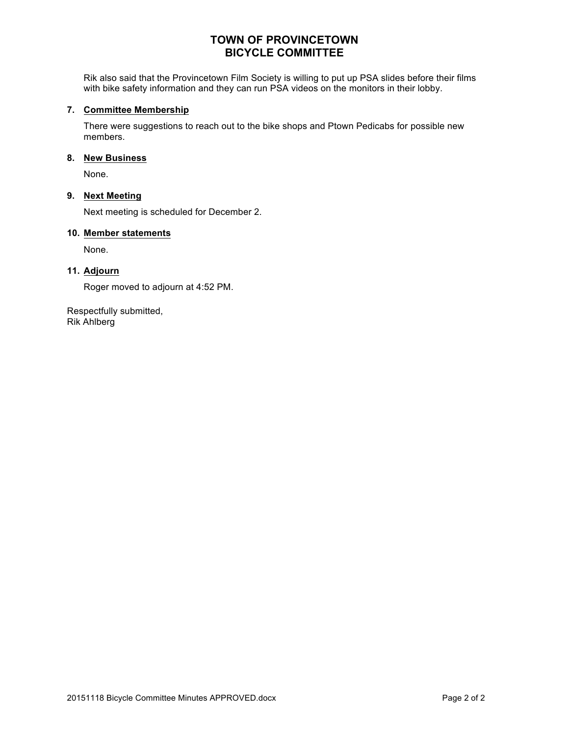# TOWN OF PROVINCETOWN
# BICYCLE COMMITTEE

Rik also said that the Provincetown Film Society is willing to put up PSA slides before their films with bike safety information and they can run PSA videos on the monitors in their lobby.

**7. Committee Membership**

There were suggestions to reach out to the bike shops and Ptown Pedicabs for possible new members.

**8. New Business**

None.

**9. Next Meeting**

Next meeting is scheduled for December 2.

**10. Member statements**

None.

**11. Adjourn**

Roger moved to adjourn at 4:52 PM.

Respectfully submitted,
Rik Ahlberg